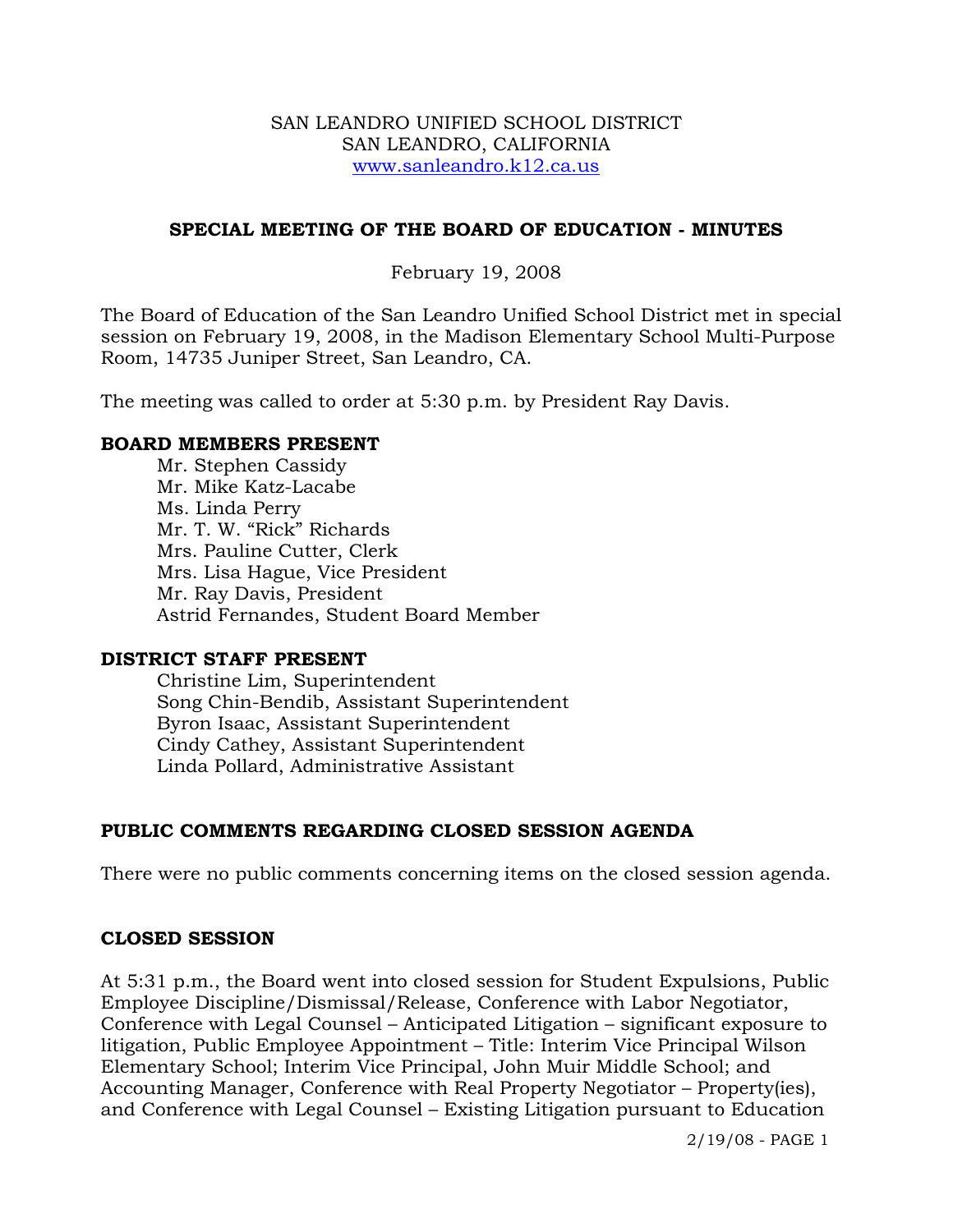SAN LEANDRO UNIFIED SCHOOL DISTRICT
SAN LEANDRO, CALIFORNIA
www.sanleandro.k12.ca.us

## SPECIAL MEETING OF THE BOARD OF EDUCATION - MINUTES

February 19, 2008

The Board of Education of the San Leandro Unified School District met in special session on February 19, 2008, in the Madison Elementary School Multi-Purpose Room, 14735 Juniper Street, San Leandro, CA.

The meeting was called to order at 5:30 p.m. by President Ray Davis.

**BOARD MEMBERS PRESENT**

Mr. Stephen Cassidy
Mr. Mike Katz-Lacabe
Ms. Linda Perry
Mr. T. W. "Rick" Richards
Mrs. Pauline Cutter, Clerk
Mrs. Lisa Hague, Vice President
Mr. Ray Davis, President
Astrid Fernandes, Student Board Member

**DISTRICT STAFF PRESENT**

Christine Lim, Superintendent
Song Chin-Bendib, Assistant Superintendent
Byron Isaac, Assistant Superintendent
Cindy Cathey, Assistant Superintendent
Linda Pollard, Administrative Assistant

**PUBLIC COMMENTS REGARDING CLOSED SESSION AGENDA**

There were no public comments concerning items on the closed session agenda.

**CLOSED SESSION**

At 5:31 p.m., the Board went into closed session for Student Expulsions, Public Employee Discipline/Dismissal/Release, Conference with Labor Negotiator, Conference with Legal Counsel – Anticipated Litigation – significant exposure to litigation, Public Employee Appointment – Title: Interim Vice Principal Wilson Elementary School; Interim Vice Principal, John Muir Middle School; and Accounting Manager, Conference with Real Property Negotiator – Property(ies), and Conference with Legal Counsel – Existing Litigation pursuant to Education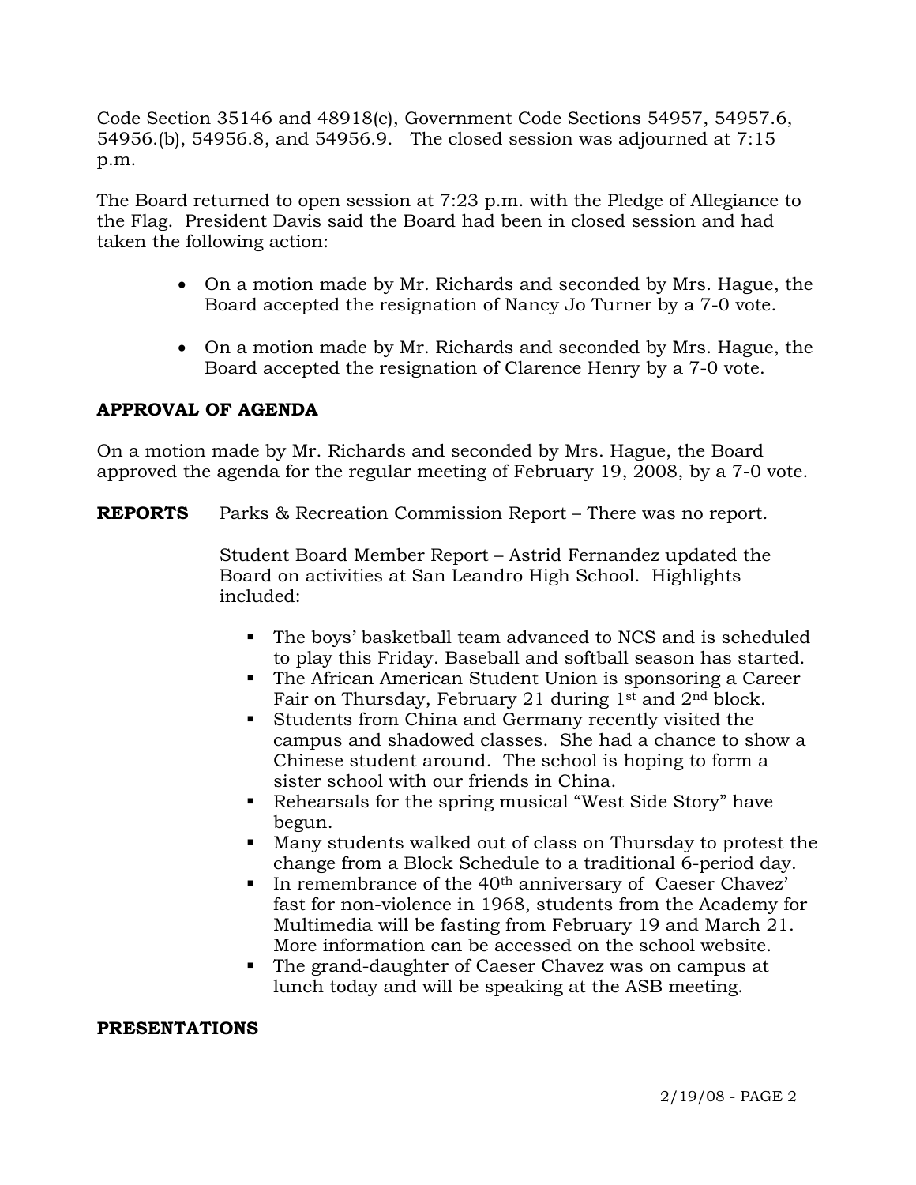Code Section 35146 and 48918(c), Government Code Sections 54957, 54957.6, 54956.(b), 54956.8, and 54956.9. The closed session was adjourned at 7:15 p.m.

The Board returned to open session at 7:23 p.m. with the Pledge of Allegiance to the Flag. President Davis said the Board had been in closed session and had taken the following action:

- On a motion made by Mr. Richards and seconded by Mrs. Hague, the Board accepted the resignation of Nancy Jo Turner by a 7-0 vote.
- On a motion made by Mr. Richards and seconded by Mrs. Hague, the Board accepted the resignation of Clarence Henry by a 7-0 vote.

**APPROVAL OF AGENDA**

On a motion made by Mr. Richards and seconded by Mrs. Hague, the Board approved the agenda for the regular meeting of February 19, 2008, by a 7-0 vote.

**REPORTS** Parks & Recreation Commission Report – There was no report.

Student Board Member Report – Astrid Fernandez updated the Board on activities at San Leandro High School. Highlights included:

- The boys' basketball team advanced to NCS and is scheduled to play this Friday. Baseball and softball season has started.
- The African American Student Union is sponsoring a Career Fair on Thursday, February 21 during 1st and 2nd block.
- Students from China and Germany recently visited the campus and shadowed classes. She had a chance to show a Chinese student around. The school is hoping to form a sister school with our friends in China.
- Rehearsals for the spring musical "West Side Story" have begun.
- Many students walked out of class on Thursday to protest the change from a Block Schedule to a traditional 6-period day.
- In remembrance of the 40th anniversary of Caeser Chavez' fast for non-violence in 1968, students from the Academy for Multimedia will be fasting from February 19 and March 21. More information can be accessed on the school website.
- The grand-daughter of Caeser Chavez was on campus at lunch today and will be speaking at the ASB meeting.

**PRESENTATIONS**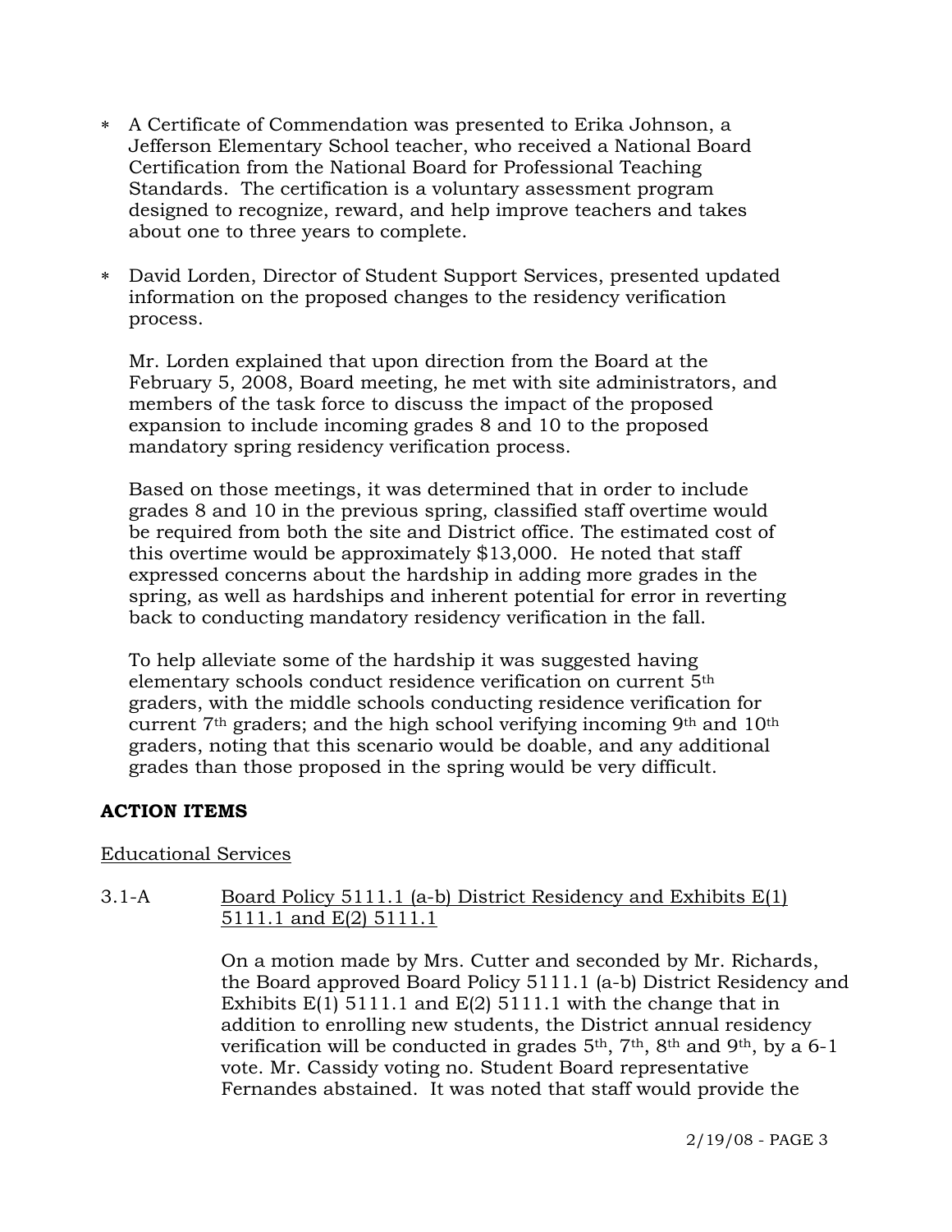* A Certificate of Commendation was presented to Erika Johnson, a Jefferson Elementary School teacher, who received a National Board Certification from the National Board for Professional Teaching Standards. The certification is a voluntary assessment program designed to recognize, reward, and help improve teachers and takes about one to three years to complete.

* David Lorden, Director of Student Support Services, presented updated information on the proposed changes to the residency verification process.

  Mr. Lorden explained that upon direction from the Board at the February 5, 2008, Board meeting, he met with site administrators, and members of the task force to discuss the impact of the proposed expansion to include incoming grades 8 and 10 to the proposed mandatory spring residency verification process.

  Based on those meetings, it was determined that in order to include grades 8 and 10 in the previous spring, classified staff overtime would be required from both the site and District office. The estimated cost of this overtime would be approximately $13,000. He noted that staff expressed concerns about the hardship in adding more grades in the spring, as well as hardships and inherent potential for error in reverting back to conducting mandatory residency verification in the fall.

  To help alleviate some of the hardship it was suggested having elementary schools conduct residence verification on current 5th graders, with the middle schools conducting residence verification for current 7th graders; and the high school verifying incoming 9th and 10th graders, noting that this scenario would be doable, and any additional grades than those proposed in the spring would be very difficult.

## ACTION ITEMS

Educational Services

3.1-A Board Policy 5111.1 (a-b) District Residency and Exhibits E(1) 5111.1 and E(2) 5111.1

On a motion made by Mrs. Cutter and seconded by Mr. Richards, the Board approved Board Policy 5111.1 (a-b) District Residency and Exhibits E(1) 5111.1 and E(2) 5111.1 with the change that in addition to enrolling new students, the District annual residency verification will be conducted in grades 5th, 7th, 8th and 9th, by a 6-1 vote. Mr. Cassidy voting no. Student Board representative Fernandes abstained. It was noted that staff would provide the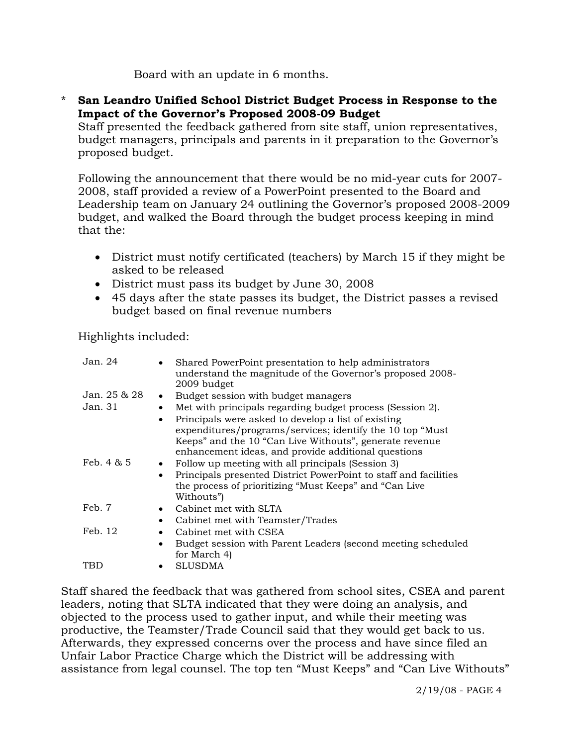Board with an update in 6 months.

\* **San Leandro Unified School District Budget Process in Response to the Impact of the Governor's Proposed 2008-09 Budget**

Staff presented the feedback gathered from site staff, union representatives, budget managers, principals and parents in it preparation to the Governor's proposed budget.

Following the announcement that there would be no mid-year cuts for 2007-2008, staff provided a review of a PowerPoint presented to the Board and Leadership team on January 24 outlining the Governor's proposed 2008-2009 budget, and walked the Board through the budget process keeping in mind that the:

- District must notify certificated (teachers) by March 15 if they might be asked to be released
- District must pass its budget by June 30, 2008
- 45 days after the state passes its budget, the District passes a revised budget based on final revenue numbers

Highlights included:

| | |
|---|---|
| Jan. 24 | • Shared PowerPoint presentation to help administrators understand the magnitude of the Governor's proposed 2008-2009 budget |
| Jan. 25 & 28 | • Budget session with budget managers |
| Jan. 31 | • Met with principals regarding budget process (Session 2).<br>• Principals were asked to develop a list of existing expenditures/programs/services; identify the 10 top "Must Keeps" and the 10 "Can Live Withouts", generate revenue enhancement ideas, and provide additional questions |
| Feb. 4 & 5 | • Follow up meeting with all principals (Session 3)<br>• Principals presented District PowerPoint to staff and facilities the process of prioritizing "Must Keeps" and "Can Live Withouts") |
| Feb. 7 | • Cabinet met with SLTA<br>• Cabinet met with Teamster/Trades |
| Feb. 12 | • Cabinet met with CSEA<br>• Budget session with Parent Leaders (second meeting scheduled for March 4) |
| TBD | • SLUSDMA |

Staff shared the feedback that was gathered from school sites, CSEA and parent leaders, noting that SLTA indicated that they were doing an analysis, and objected to the process used to gather input, and while their meeting was productive, the Teamster/Trade Council said that they would get back to us. Afterwards, they expressed concerns over the process and have since filed an Unfair Labor Practice Charge which the District will be addressing with assistance from legal counsel. The top ten "Must Keeps" and "Can Live Withouts"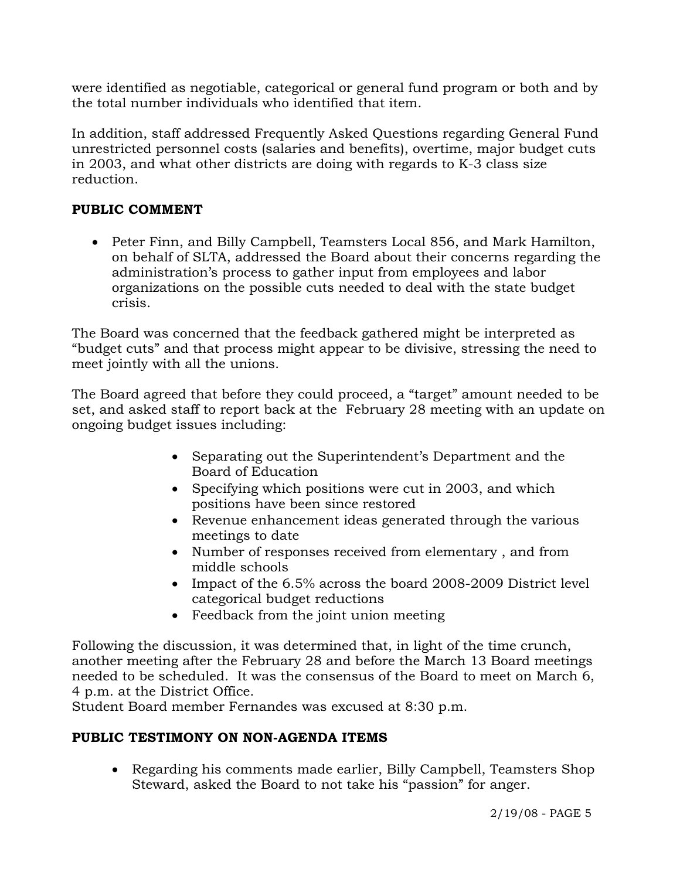were identified as negotiable, categorical or general fund program or both and by the total number individuals who identified that item.

In addition, staff addressed Frequently Asked Questions regarding General Fund unrestricted personnel costs (salaries and benefits), overtime, major budget cuts in 2003, and what other districts are doing with regards to K-3 class size reduction.

**PUBLIC COMMENT**

- Peter Finn, and Billy Campbell, Teamsters Local 856, and Mark Hamilton, on behalf of SLTA, addressed the Board about their concerns regarding the administration's process to gather input from employees and labor organizations on the possible cuts needed to deal with the state budget crisis.

The Board was concerned that the feedback gathered might be interpreted as "budget cuts" and that process might appear to be divisive, stressing the need to meet jointly with all the unions.

The Board agreed that before they could proceed, a "target" amount needed to be set, and asked staff to report back at the February 28 meeting with an update on ongoing budget issues including:

- Separating out the Superintendent's Department and the Board of Education
- Specifying which positions were cut in 2003, and which positions have been since restored
- Revenue enhancement ideas generated through the various meetings to date
- Number of responses received from elementary , and from middle schools
- Impact of the 6.5% across the board 2008-2009 District level categorical budget reductions
- Feedback from the joint union meeting

Following the discussion, it was determined that, in light of the time crunch, another meeting after the February 28 and before the March 13 Board meetings needed to be scheduled. It was the consensus of the Board to meet on March 6, 4 p.m. at the District Office.
Student Board member Fernandes was excused at 8:30 p.m.

**PUBLIC TESTIMONY ON NON-AGENDA ITEMS**

- Regarding his comments made earlier, Billy Campbell, Teamsters Shop Steward, asked the Board to not take his "passion" for anger.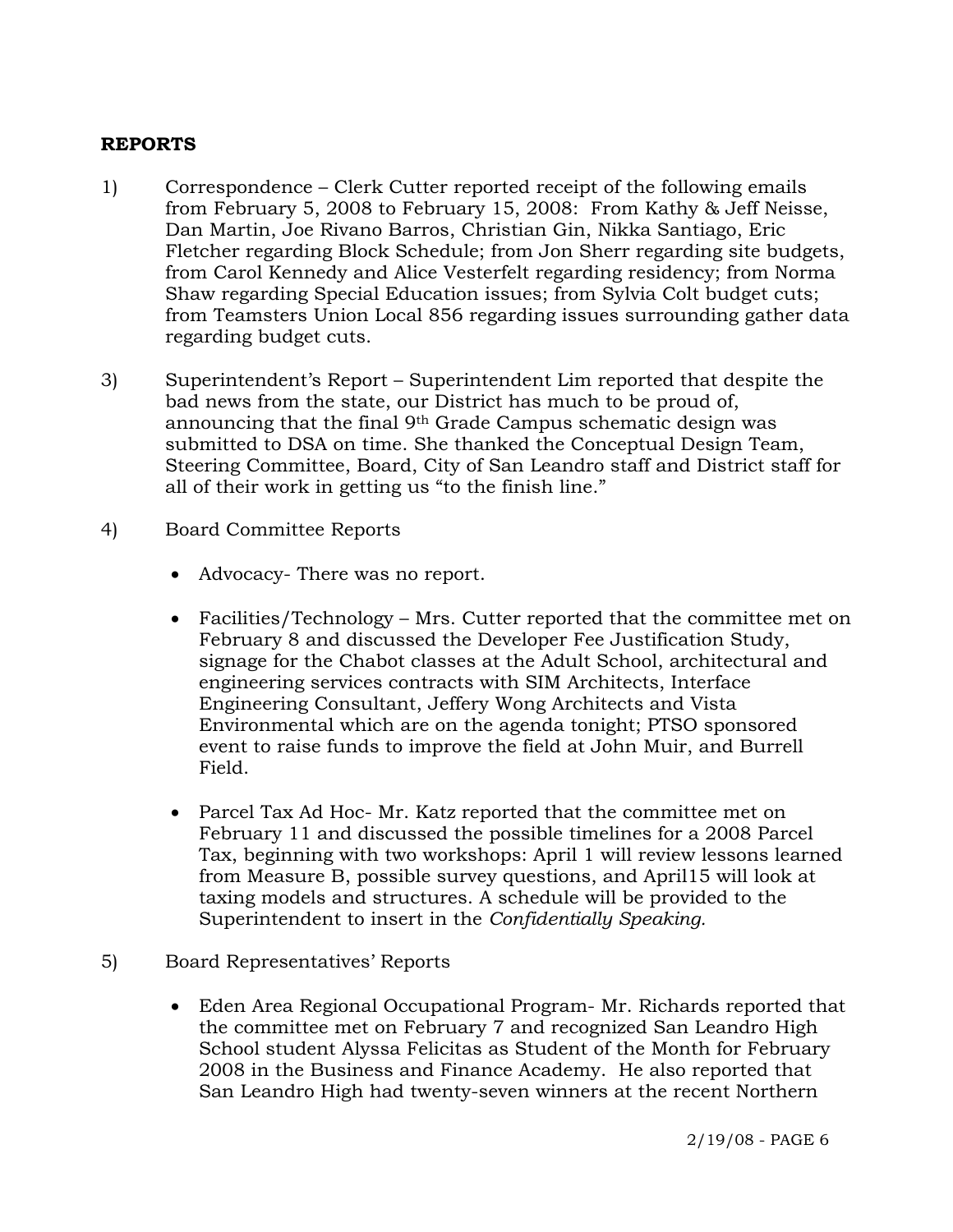**REPORTS**

1) Correspondence – Clerk Cutter reported receipt of the following emails from February 5, 2008 to February 15, 2008: From Kathy & Jeff Neisse, Dan Martin, Joe Rivano Barros, Christian Gin, Nikka Santiago, Eric Fletcher regarding Block Schedule; from Jon Sherr regarding site budgets, from Carol Kennedy and Alice Vesterfelt regarding residency; from Norma Shaw regarding Special Education issues; from Sylvia Colt budget cuts; from Teamsters Union Local 856 regarding issues surrounding gather data regarding budget cuts.

3) Superintendent's Report – Superintendent Lim reported that despite the bad news from the state, our District has much to be proud of, announcing that the final 9th Grade Campus schematic design was submitted to DSA on time. She thanked the Conceptual Design Team, Steering Committee, Board, City of San Leandro staff and District staff for all of their work in getting us "to the finish line."

4) Board Committee Reports

- Advocacy- There was no report.
- Facilities/Technology – Mrs. Cutter reported that the committee met on February 8 and discussed the Developer Fee Justification Study, signage for the Chabot classes at the Adult School, architectural and engineering services contracts with SIM Architects, Interface Engineering Consultant, Jeffery Wong Architects and Vista Environmental which are on the agenda tonight; PTSO sponsored event to raise funds to improve the field at John Muir, and Burrell Field.
- Parcel Tax Ad Hoc- Mr. Katz reported that the committee met on February 11 and discussed the possible timelines for a 2008 Parcel Tax, beginning with two workshops: April 1 will review lessons learned from Measure B, possible survey questions, and April15 will look at taxing models and structures. A schedule will be provided to the Superintendent to insert in the *Confidentially Speaking.*

5) Board Representatives' Reports

- Eden Area Regional Occupational Program- Mr. Richards reported that the committee met on February 7 and recognized San Leandro High School student Alyssa Felicitas as Student of the Month for February 2008 in the Business and Finance Academy. He also reported that San Leandro High had twenty-seven winners at the recent Northern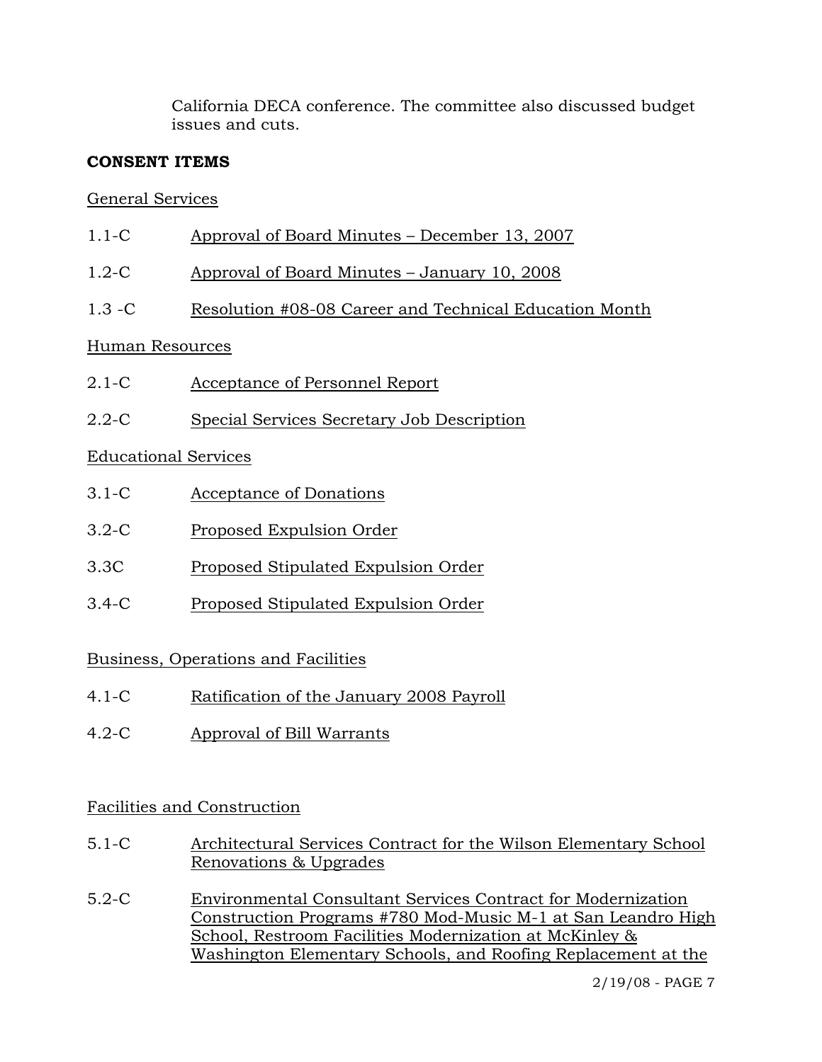California DECA conference. The committee also discussed budget issues and cuts.

**CONSENT ITEMS**

General Services

1.1-C Approval of Board Minutes – December 13, 2007

1.2-C Approval of Board Minutes – January 10, 2008

1.3 -C Resolution #08-08 Career and Technical Education Month

Human Resources

2.1-C Acceptance of Personnel Report

2.2-C Special Services Secretary Job Description

Educational Services

3.1-C Acceptance of Donations

3.2-C Proposed Expulsion Order

3.3C Proposed Stipulated Expulsion Order

3.4-C Proposed Stipulated Expulsion Order

Business, Operations and Facilities

4.1-C Ratification of the January 2008 Payroll

4.2-C Approval of Bill Warrants

Facilities and Construction

5.1-C Architectural Services Contract for the Wilson Elementary School Renovations & Upgrades

5.2-C Environmental Consultant Services Contract for Modernization Construction Programs #780 Mod-Music M-1 at San Leandro High School, Restroom Facilities Modernization at McKinley & Washington Elementary Schools, and Roofing Replacement at the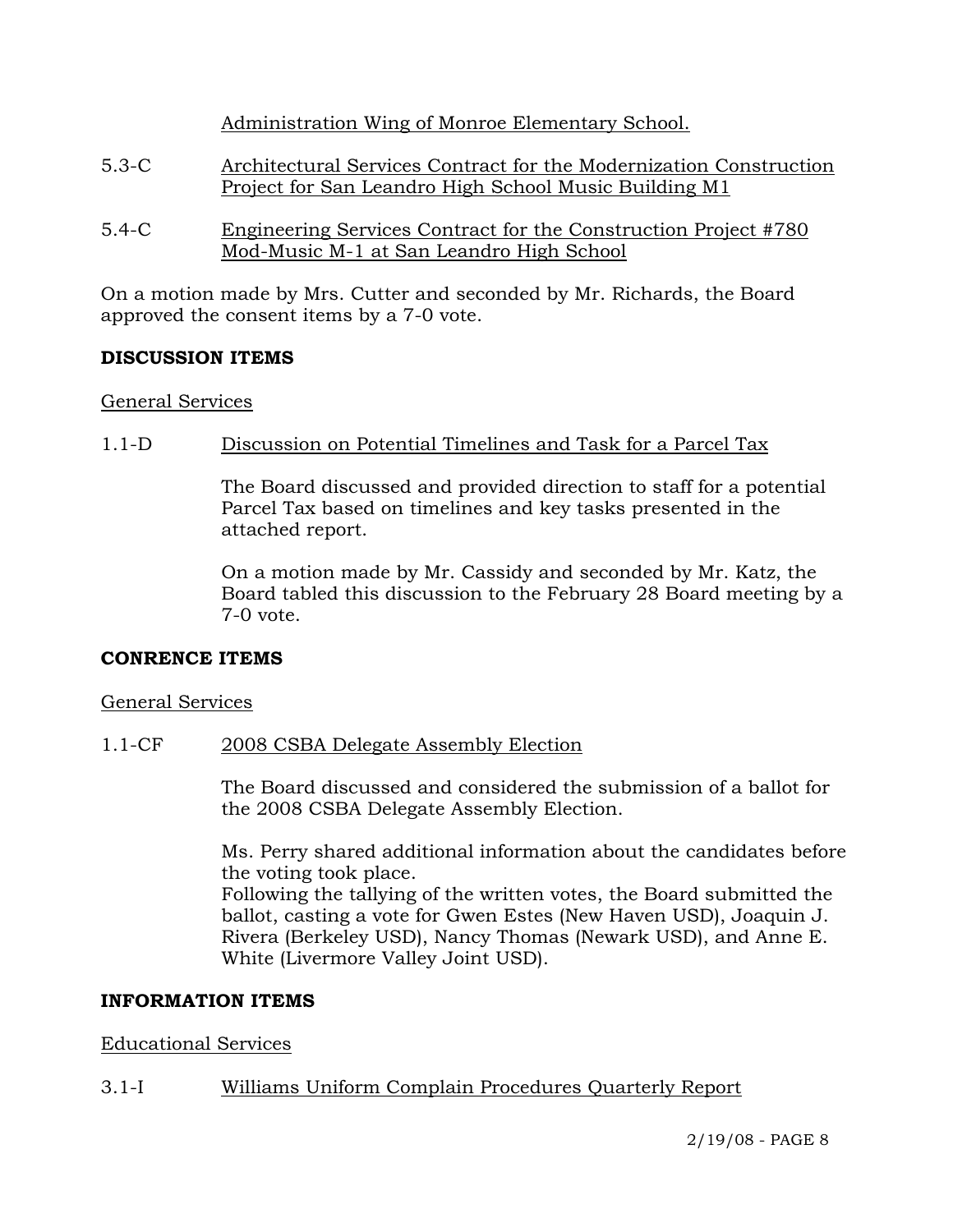Administration Wing of Monroe Elementary School.

5.3-C Architectural Services Contract for the Modernization Construction Project for San Leandro High School Music Building M1

5.4-C Engineering Services Contract for the Construction Project #780 Mod-Music M-1 at San Leandro High School

On a motion made by Mrs. Cutter and seconded by Mr. Richards, the Board approved the consent items by a 7-0 vote.

**DISCUSSION ITEMS**

General Services

1.1-D Discussion on Potential Timelines and Task for a Parcel Tax

The Board discussed and provided direction to staff for a potential Parcel Tax based on timelines and key tasks presented in the attached report.

On a motion made by Mr. Cassidy and seconded by Mr. Katz, the Board tabled this discussion to the February 28 Board meeting by a 7-0 vote.

**CONRENCE ITEMS**

General Services

1.1-CF 2008 CSBA Delegate Assembly Election

The Board discussed and considered the submission of a ballot for the 2008 CSBA Delegate Assembly Election.

Ms. Perry shared additional information about the candidates before the voting took place.
Following the tallying of the written votes, the Board submitted the ballot, casting a vote for Gwen Estes (New Haven USD), Joaquin J. Rivera (Berkeley USD), Nancy Thomas (Newark USD), and Anne E. White (Livermore Valley Joint USD).

**INFORMATION ITEMS**

Educational Services

3.1-I Williams Uniform Complain Procedures Quarterly Report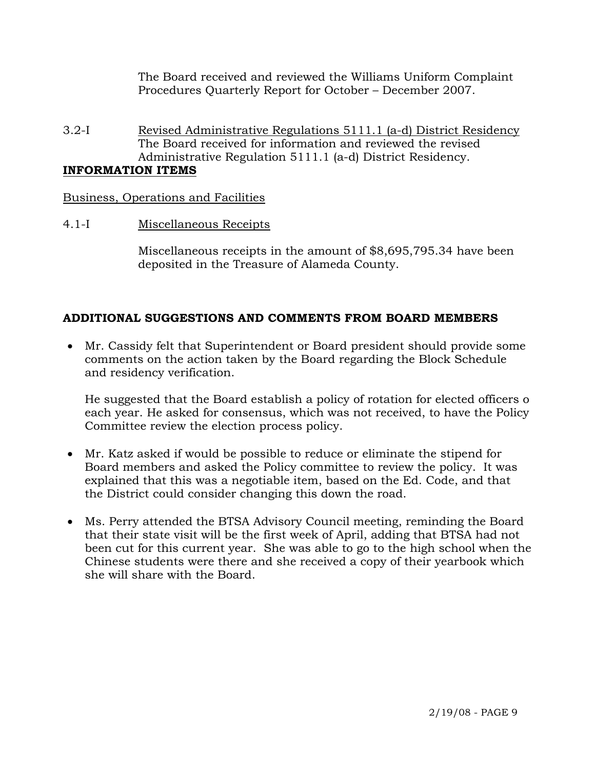The Board received and reviewed the Williams Uniform Complaint Procedures Quarterly Report for October – December 2007.

3.2-I <u>Revised Administrative Regulations 5111.1 (a-d) District Residency</u>
The Board received for information and reviewed the revised Administrative Regulation 5111.1 (a-d) District Residency.

**<u>INFORMATION ITEMS</u>**

<u>Business, Operations and Facilities</u>

4.1-I <u>Miscellaneous Receipts</u>

Miscellaneous receipts in the amount of $8,695,795.34 have been deposited in the Treasure of Alameda County.

## ADDITIONAL SUGGESTIONS AND COMMENTS FROM BOARD MEMBERS

- Mr. Cassidy felt that Superintendent or Board president should provide some comments on the action taken by the Board regarding the Block Schedule and residency verification.

  He suggested that the Board establish a policy of rotation for elected officers o each year. He asked for consensus, which was not received, to have the Policy Committee review the election process policy.

- Mr. Katz asked if would be possible to reduce or eliminate the stipend for Board members and asked the Policy committee to review the policy. It was explained that this was a negotiable item, based on the Ed. Code, and that the District could consider changing this down the road.

- Ms. Perry attended the BTSA Advisory Council meeting, reminding the Board that their state visit will be the first week of April, adding that BTSA had not been cut for this current year. She was able to go to the high school when the Chinese students were there and she received a copy of their yearbook which she will share with the Board.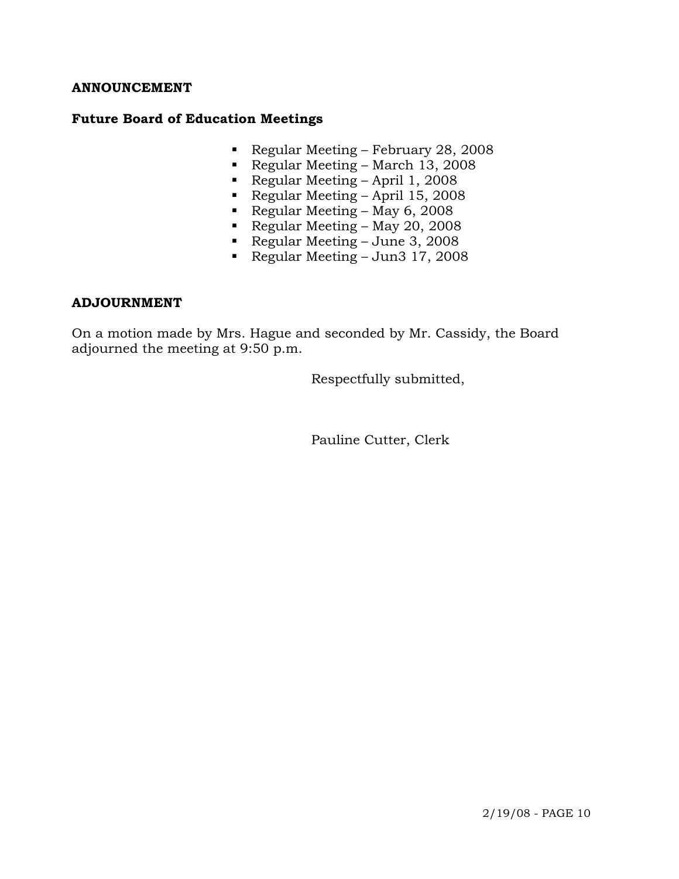**ANNOUNCEMENT**

**Future Board of Education Meetings**

- Regular Meeting – February 28, 2008
- Regular Meeting – March 13, 2008
- Regular Meeting – April 1, 2008
- Regular Meeting – April 15, 2008
- Regular Meeting – May 6, 2008
- Regular Meeting – May 20, 2008
- Regular Meeting – June 3, 2008
- Regular Meeting – Jun3 17, 2008

**ADJOURNMENT**

On a motion made by Mrs. Hague and seconded by Mr. Cassidy, the Board adjourned the meeting at 9:50 p.m.

Respectfully submitted,

Pauline Cutter, Clerk